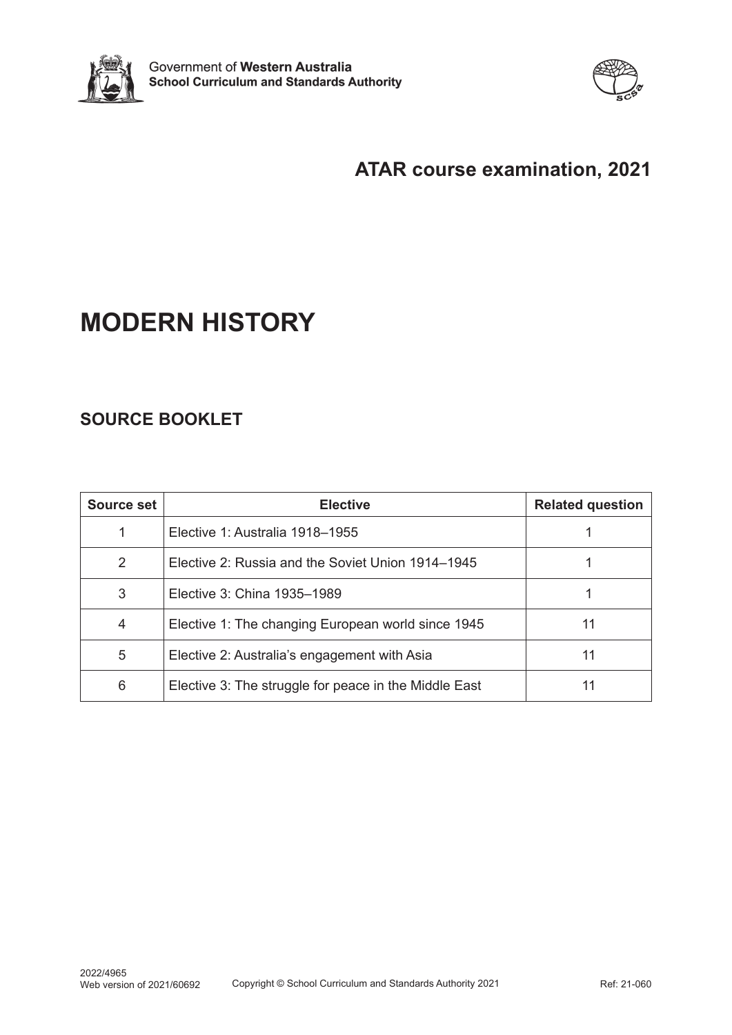Government of **Western Australia**
**School Curriculum and Standards Authority**

## ATAR course examination, 2021

# MODERN HISTORY

## SOURCE BOOKLET

| Source set | Elective | Related question |
|---|---|---|
| 1 | Elective 1: Australia 1918–1955 | 1 |
| 2 | Elective 2: Russia and the Soviet Union 1914–1945 | 1 |
| 3 | Elective 3: China 1935–1989 | 1 |
| 4 | Elective 1: The changing European world since 1945 | 11 |
| 5 | Elective 2: Australia's engagement with Asia | 11 |
| 6 | Elective 3: The struggle for peace in the Middle East | 11 |

2022/4965
Web version of 2021/60692

Copyright © School Curriculum and Standards Authority 2021

Ref: 21-060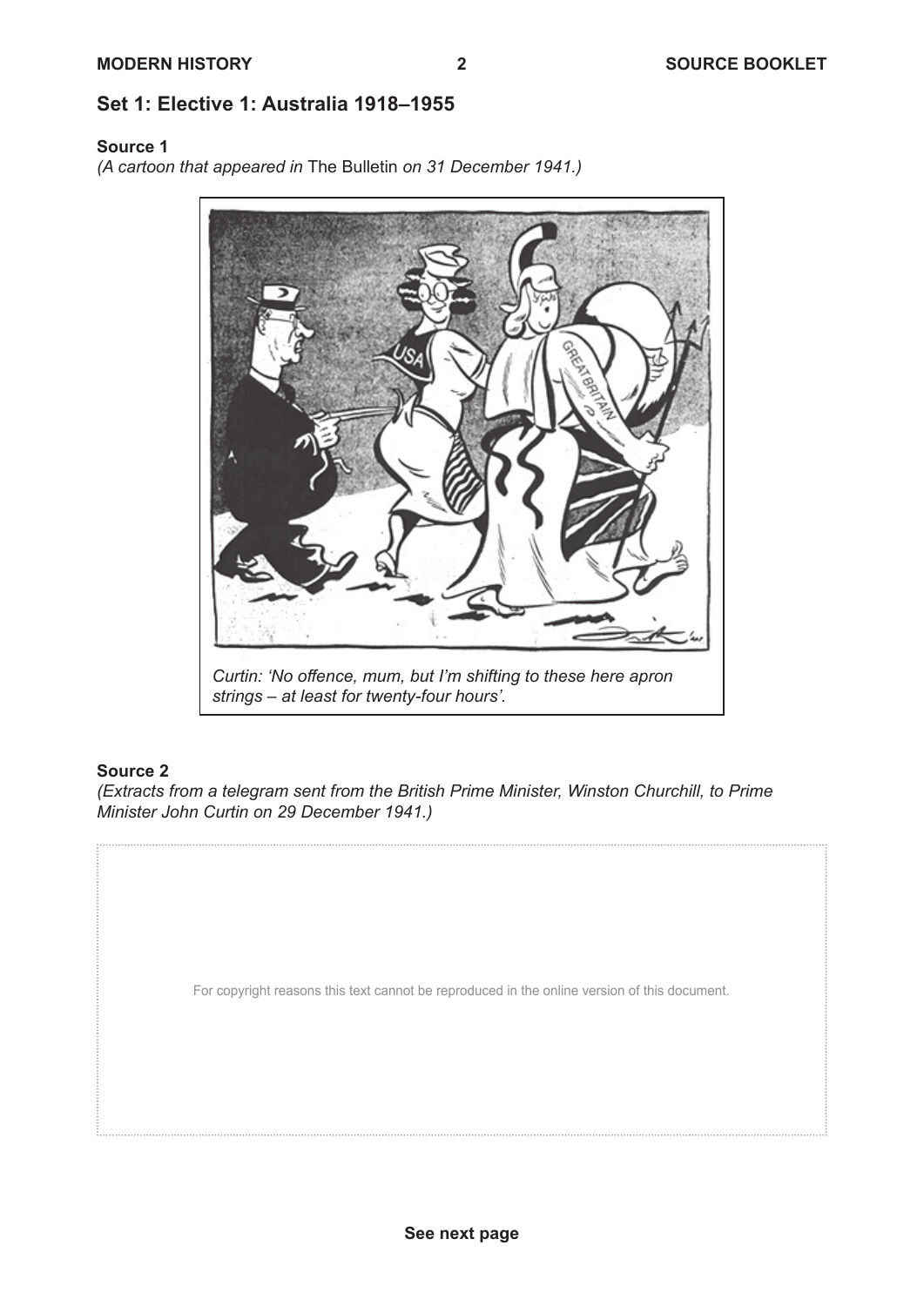## Set 1: Elective 1: Australia 1918–1955

**Source 1**

*(A cartoon that appeared in* The Bulletin *on 31 December 1941.)*

*Curtin: 'No offence, mum, but I'm shifting to these here apron strings – at least for twenty-four hours'.*

**Source 2**

*(Extracts from a telegram sent from the British Prime Minister, Winston Churchill, to Prime Minister John Curtin on 29 December 1941.)*

For copyright reasons this text cannot be reproduced in the online version of this document.

**See next page**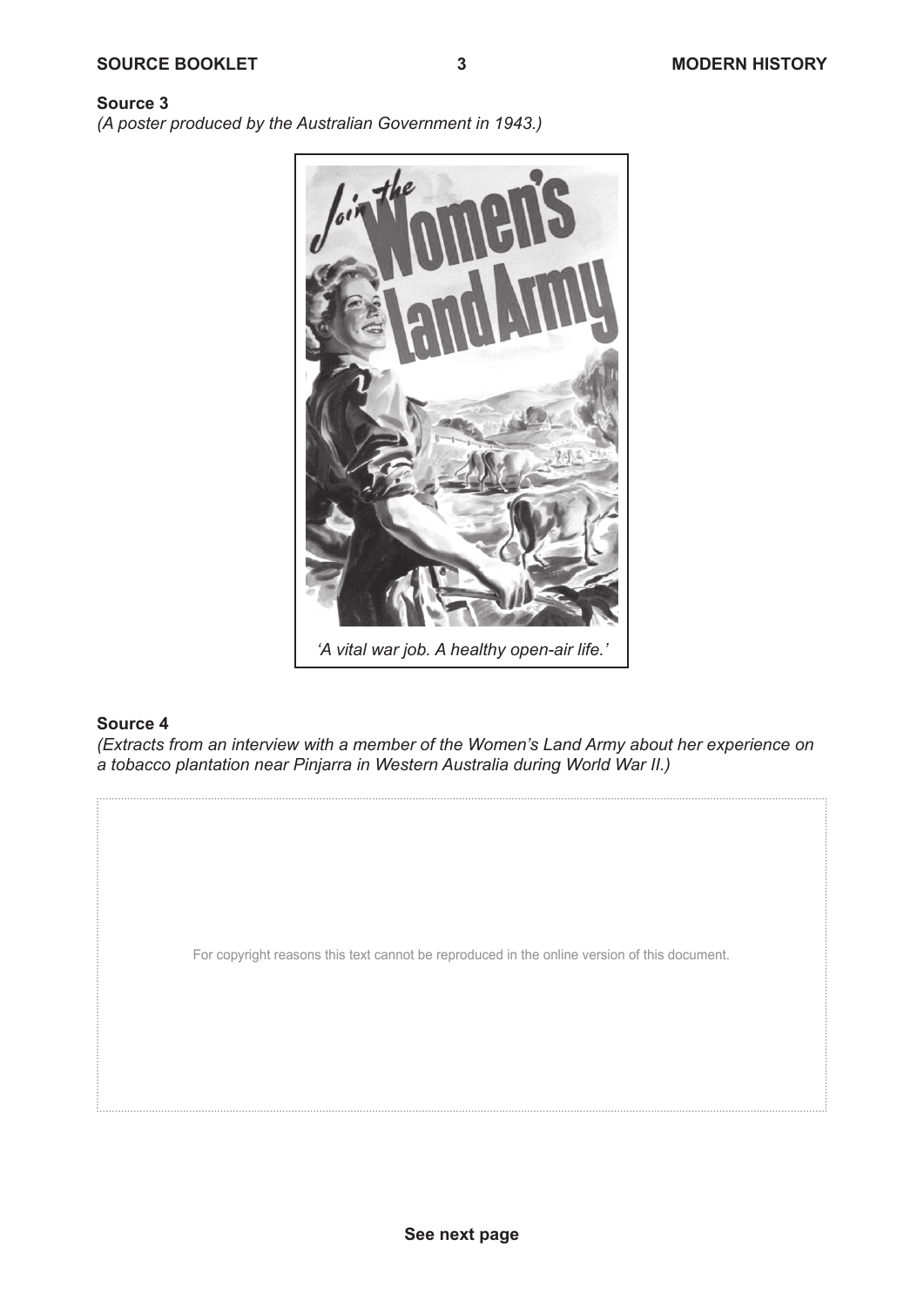**Source 3**

*(A poster produced by the Australian Government in 1943.)*

*'A vital war job. A healthy open-air life.'*

**Source 4**

*(Extracts from an interview with a member of the Women's Land Army about her experience on a tobacco plantation near Pinjarra in Western Australia during World War II.)*

For copyright reasons this text cannot be reproduced in the online version of this document.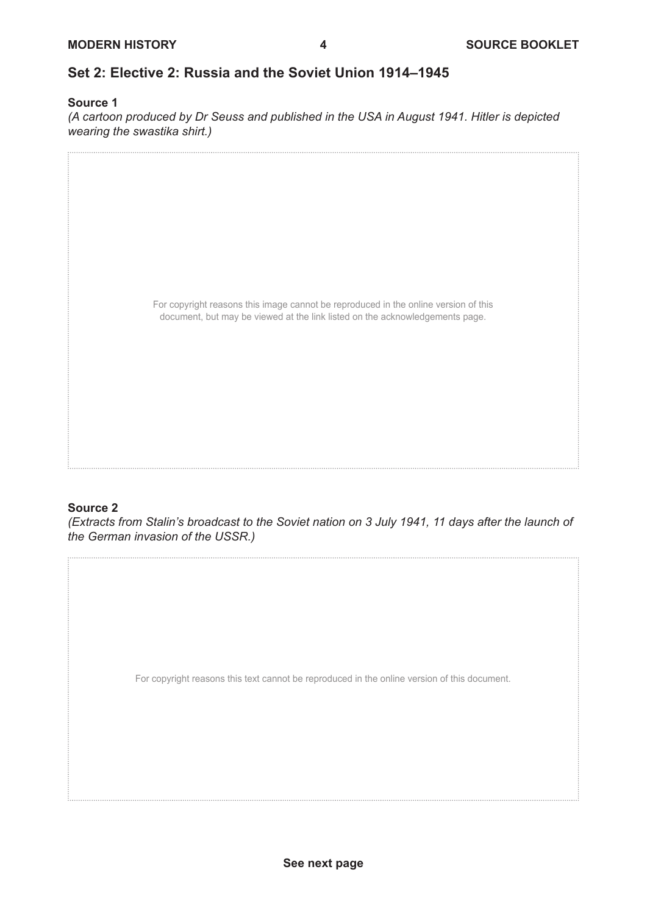## Set 2: Elective 2: Russia and the Soviet Union 1914–1945

**Source 1**

*(A cartoon produced by Dr Seuss and published in the USA in August 1941. Hitler is depicted wearing the swastika shirt.)*

For copyright reasons this image cannot be reproduced in the online version of this document, but may be viewed at the link listed on the acknowledgements page.

**Source 2**

*(Extracts from Stalin's broadcast to the Soviet nation on 3 July 1941, 11 days after the launch of the German invasion of the USSR.)*

For copyright reasons this text cannot be reproduced in the online version of this document.

**See next page**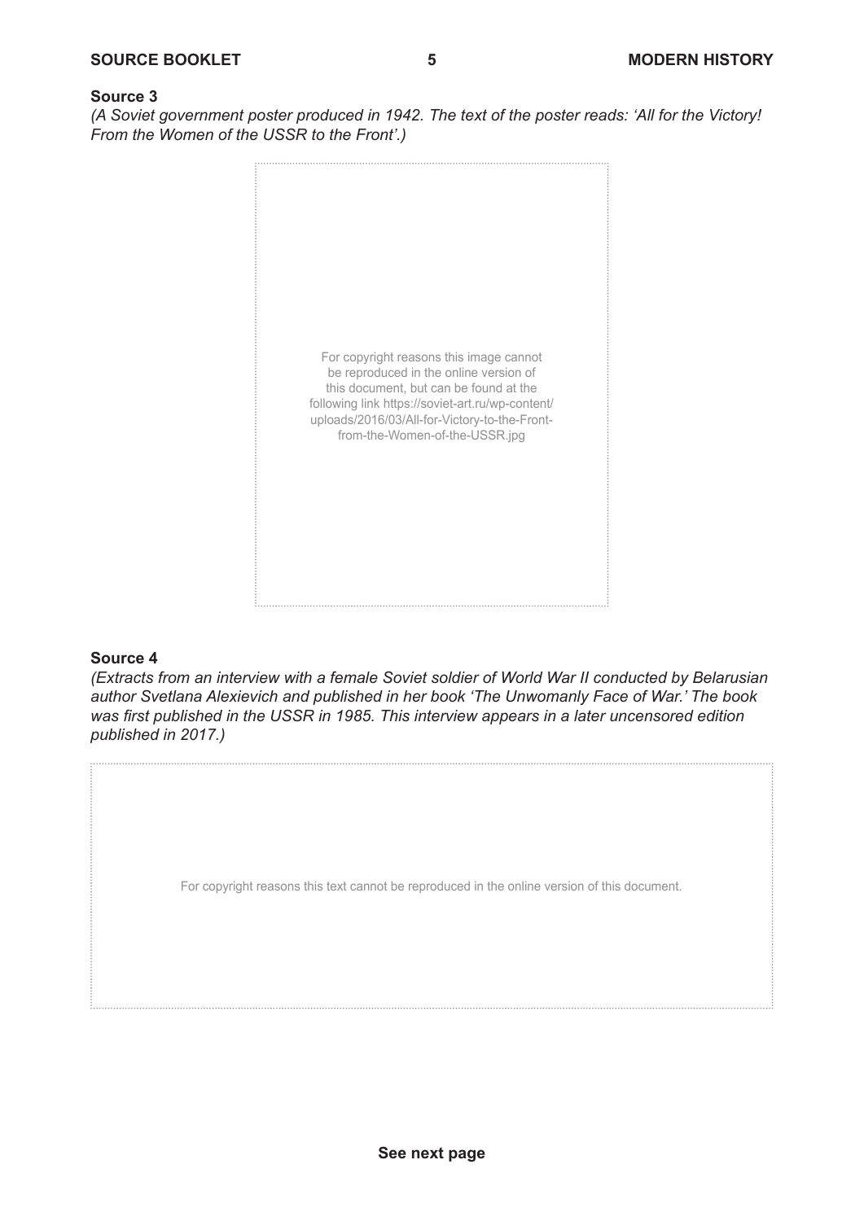**Source 3**

*(A Soviet government poster produced in 1942. The text of the poster reads: 'All for the Victory! From the Women of the USSR to the Front'.)*

For copyright reasons this image cannot be reproduced in the online version of this document, but can be found at the following link https://soviet-art.ru/wp-content/uploads/2016/03/All-for-Victory-to-the-Front-from-the-Women-of-the-USSR.jpg

**Source 4**

*(Extracts from an interview with a female Soviet soldier of World War II conducted by Belarusian author Svetlana Alexievich and published in her book 'The Unwomanly Face of War.' The book was first published in the USSR in 1985. This interview appears in a later uncensored edition published in 2017.)*

For copyright reasons this text cannot be reproduced in the online version of this document.

**See next page**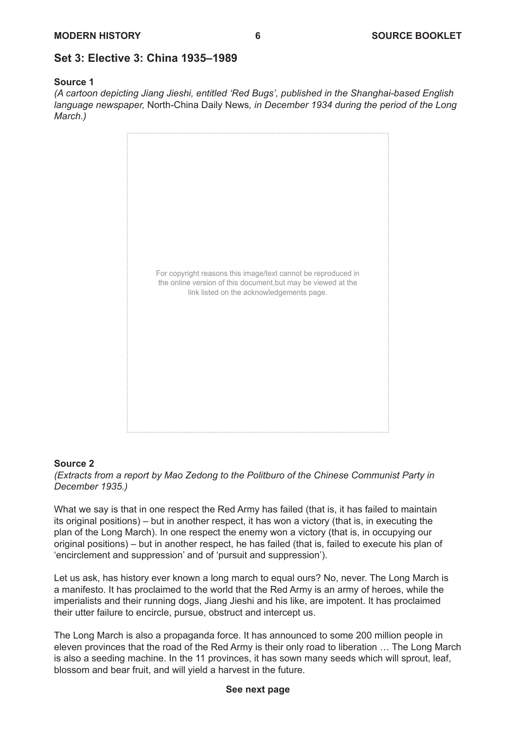## Set 3: Elective 3: China 1935–1989

### Source 1

*(A cartoon depicting Jiang Jieshi, entitled 'Red Bugs', published in the Shanghai-based English language newspaper,* North-China Daily News*, in December 1934 during the period of the Long March.)*

For copyright reasons this image/text cannot be reproduced in the online version of this document,but may be viewed at the link listed on the acknowledgements page.

### Source 2

*(Extracts from a report by Mao Zedong to the Politburo of the Chinese Communist Party in December 1935.)*

What we say is that in one respect the Red Army has failed (that is, it has failed to maintain its original positions) – but in another respect, it has won a victory (that is, in executing the plan of the Long March). In one respect the enemy won a victory (that is, in occupying our original positions) – but in another respect, he has failed (that is, failed to execute his plan of 'encirclement and suppression' and of 'pursuit and suppression').

Let us ask, has history ever known a long march to equal ours? No, never. The Long March is a manifesto. It has proclaimed to the world that the Red Army is an army of heroes, while the imperialists and their running dogs, Jiang Jieshi and his like, are impotent. It has proclaimed their utter failure to encircle, pursue, obstruct and intercept us.

The Long March is also a propaganda force. It has announced to some 200 million people in eleven provinces that the road of the Red Army is their only road to liberation … The Long March is also a seeding machine. In the 11 provinces, it has sown many seeds which will sprout, leaf, blossom and bear fruit, and will yield a harvest in the future.

**See next page**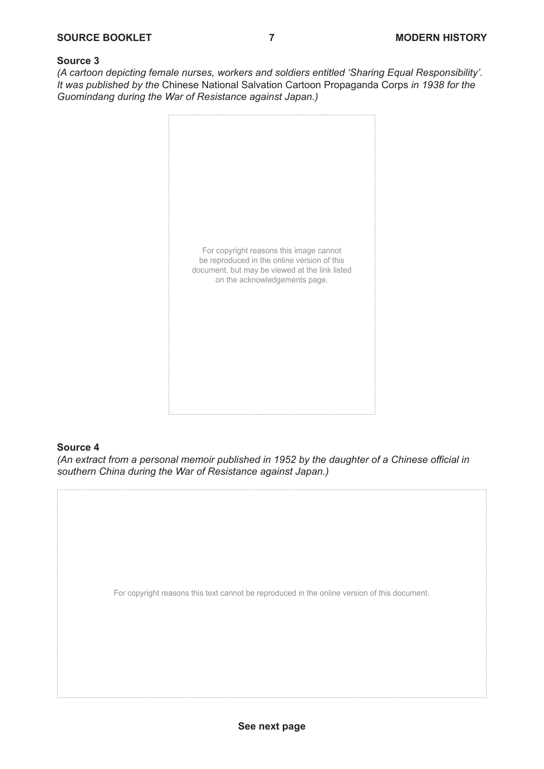**Source 3**

*(A cartoon depicting female nurses, workers and soldiers entitled 'Sharing Equal Responsibility'. It was published by the* Chinese National Salvation Cartoon Propaganda Corps *in 1938 for the Guomindang during the War of Resistance against Japan.)*

For copyright reasons this image cannot be reproduced in the online version of this document, but may be viewed at the link listed on the acknowledgements page.

**Source 4**

*(An extract from a personal memoir published in 1952 by the daughter of a Chinese official in southern China during the War of Resistance against Japan.)*

For copyright reasons this text cannot be reproduced in the online version of this document.

**See next page**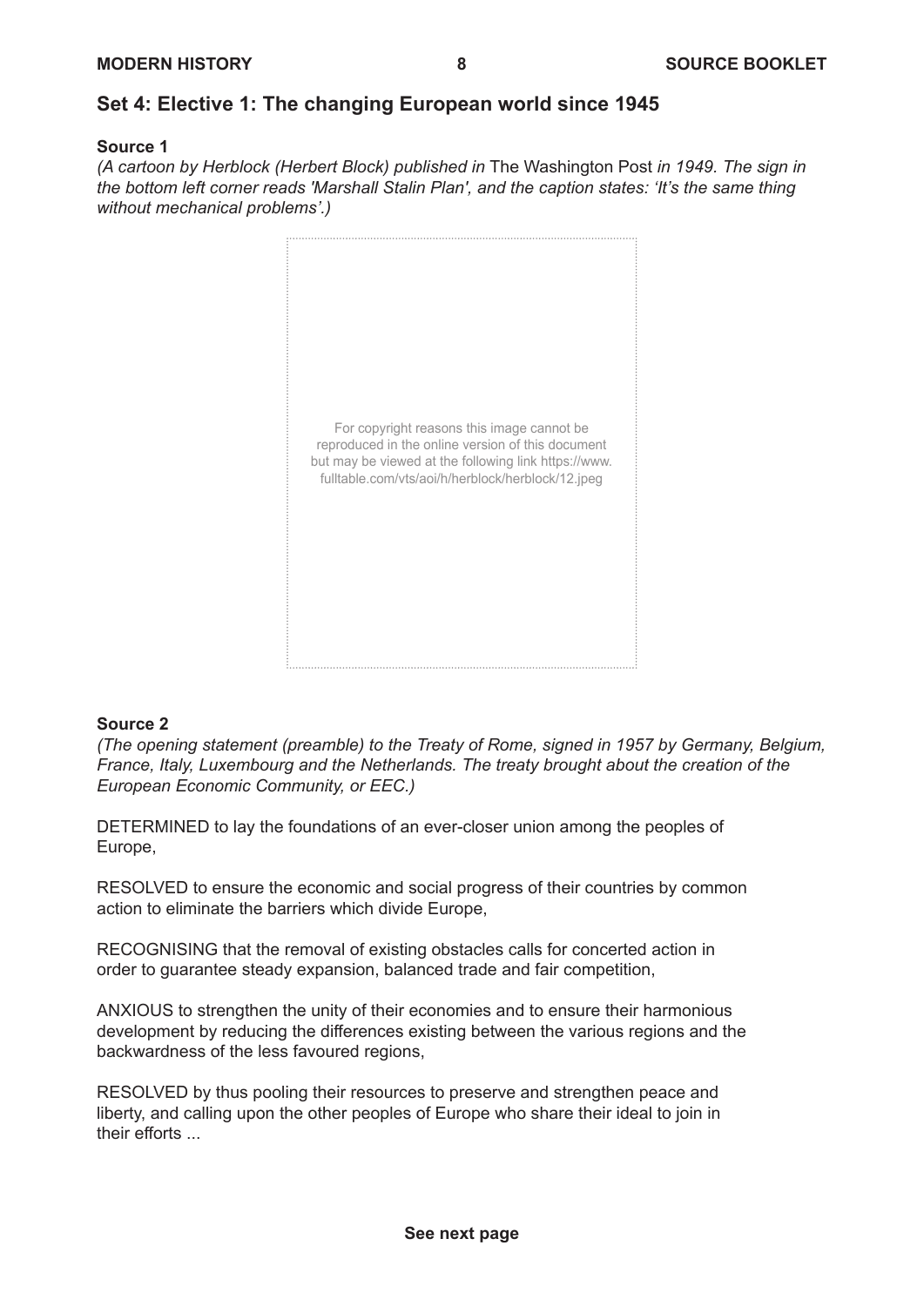## Set 4: Elective 1: The changing European world since 1945

**Source 1**

*(A cartoon by Herblock (Herbert Block) published in* The Washington Post *in 1949. The sign in the bottom left corner reads 'Marshall Stalin Plan', and the caption states: 'It's the same thing without mechanical problems'.)*

For copyright reasons this image cannot be reproduced in the online version of this document but may be viewed at the following link https://www.fulltable.com/vts/aoi/h/herblock/herblock/12.jpeg

**Source 2**

*(The opening statement (preamble) to the Treaty of Rome, signed in 1957 by Germany, Belgium, France, Italy, Luxembourg and the Netherlands. The treaty brought about the creation of the European Economic Community, or EEC.)*

DETERMINED to lay the foundations of an ever-closer union among the peoples of Europe,

RESOLVED to ensure the economic and social progress of their countries by common action to eliminate the barriers which divide Europe,

RECOGNISING that the removal of existing obstacles calls for concerted action in order to guarantee steady expansion, balanced trade and fair competition,

ANXIOUS to strengthen the unity of their economies and to ensure their harmonious development by reducing the differences existing between the various regions and the backwardness of the less favoured regions,

RESOLVED by thus pooling their resources to preserve and strengthen peace and liberty, and calling upon the other peoples of Europe who share their ideal to join in their efforts ...

**See next page**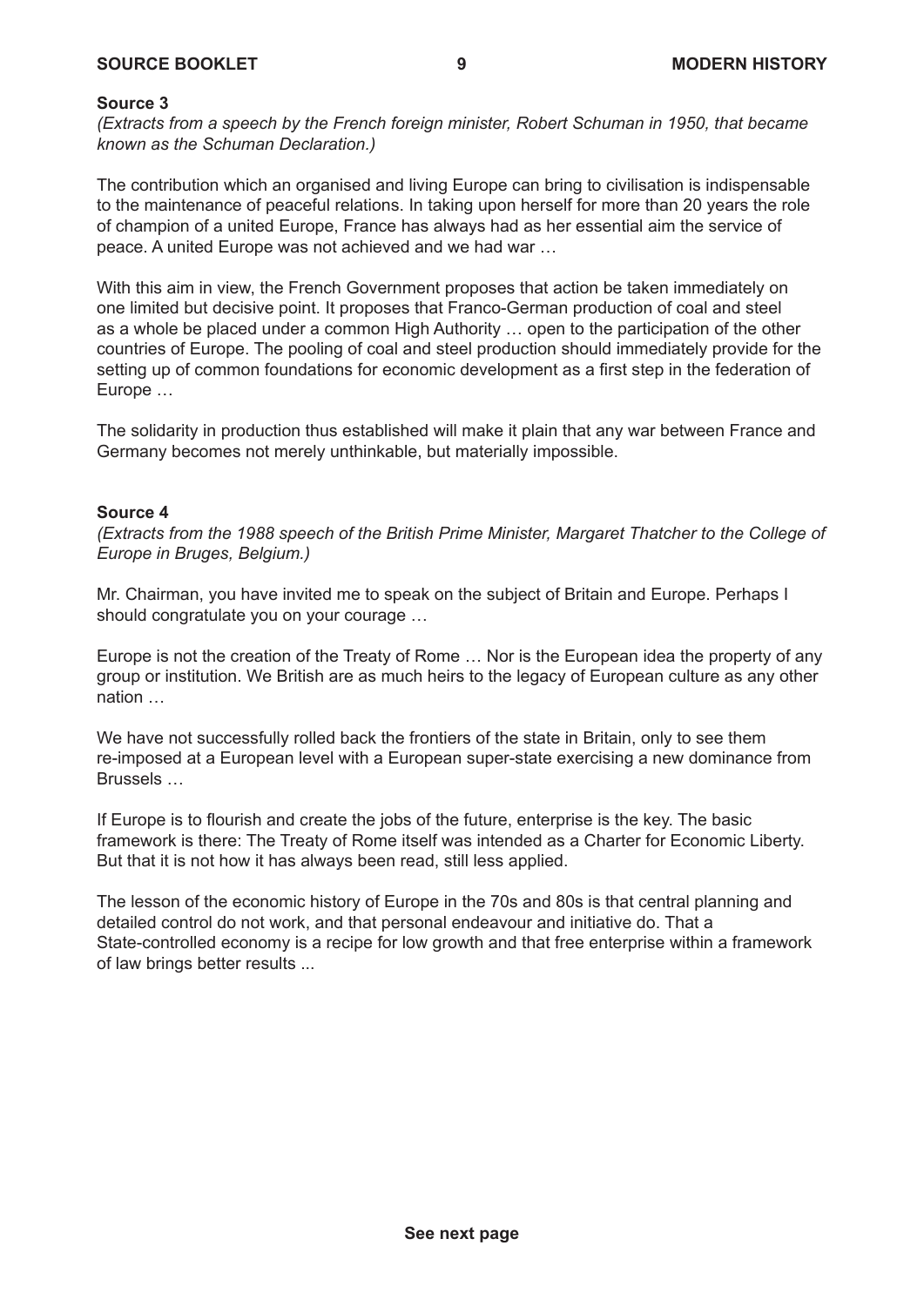**Source 3**

*(Extracts from a speech by the French foreign minister, Robert Schuman in 1950, that became known as the Schuman Declaration.)*

The contribution which an organised and living Europe can bring to civilisation is indispensable to the maintenance of peaceful relations. In taking upon herself for more than 20 years the role of champion of a united Europe, France has always had as her essential aim the service of peace. A united Europe was not achieved and we had war …

With this aim in view, the French Government proposes that action be taken immediately on one limited but decisive point. It proposes that Franco-German production of coal and steel as a whole be placed under a common High Authority … open to the participation of the other countries of Europe. The pooling of coal and steel production should immediately provide for the setting up of common foundations for economic development as a first step in the federation of Europe …

The solidarity in production thus established will make it plain that any war between France and Germany becomes not merely unthinkable, but materially impossible.

**Source 4**

*(Extracts from the 1988 speech of the British Prime Minister, Margaret Thatcher to the College of Europe in Bruges, Belgium.)*

Mr. Chairman, you have invited me to speak on the subject of Britain and Europe. Perhaps I should congratulate you on your courage …

Europe is not the creation of the Treaty of Rome … Nor is the European idea the property of any group or institution. We British are as much heirs to the legacy of European culture as any other nation …

We have not successfully rolled back the frontiers of the state in Britain, only to see them re-imposed at a European level with a European super-state exercising a new dominance from Brussels …

If Europe is to flourish and create the jobs of the future, enterprise is the key. The basic framework is there: The Treaty of Rome itself was intended as a Charter for Economic Liberty. But that it is not how it has always been read, still less applied.

The lesson of the economic history of Europe in the 70s and 80s is that central planning and detailed control do not work, and that personal endeavour and initiative do. That a State-controlled economy is a recipe for low growth and that free enterprise within a framework of law brings better results ...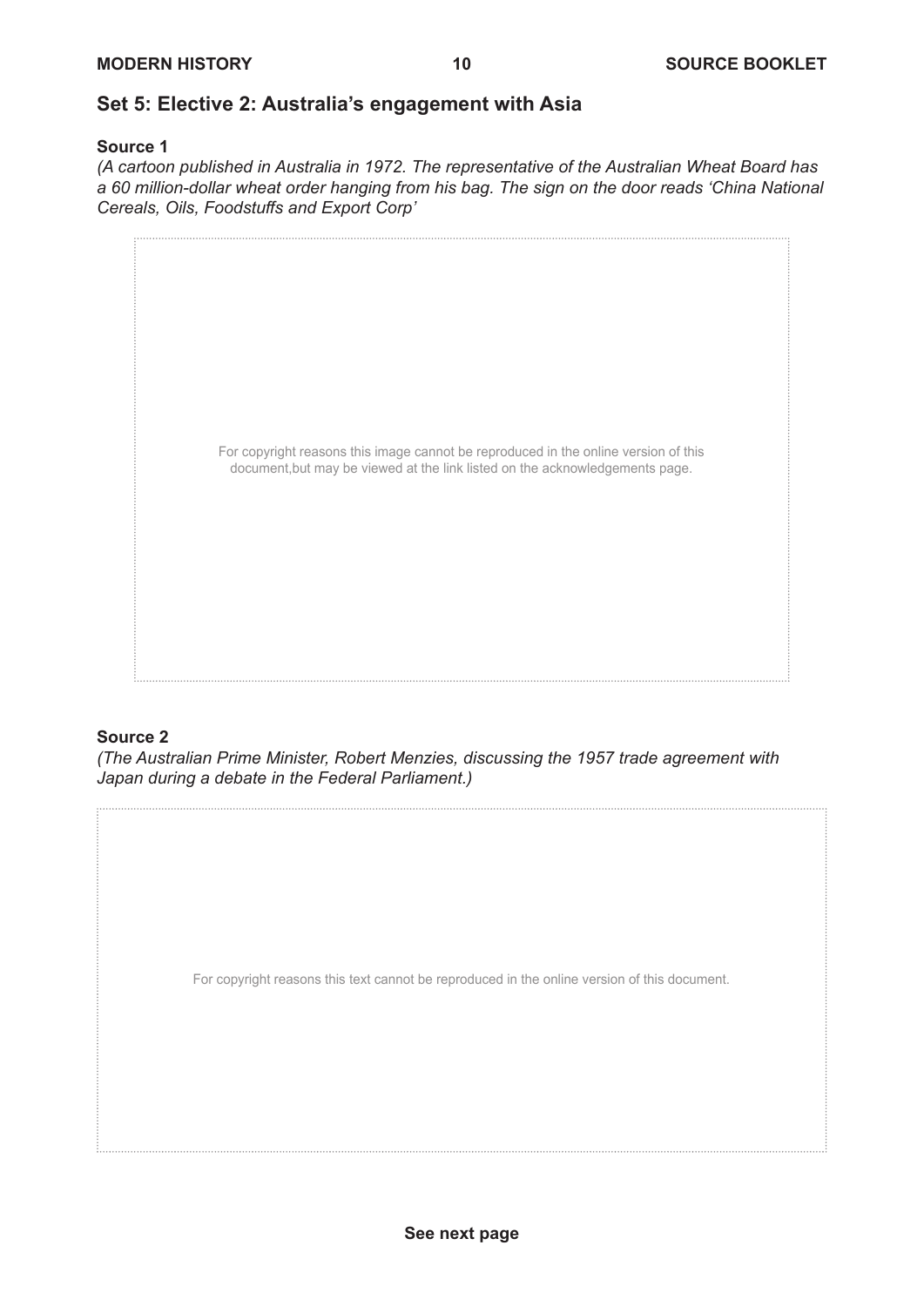## Set 5: Elective 2: Australia's engagement with Asia

### Source 1

*(A cartoon published in Australia in 1972. The representative of the Australian Wheat Board has a 60 million-dollar wheat order hanging from his bag. The sign on the door reads 'China National Cereals, Oils, Foodstuffs and Export Corp'*

For copyright reasons this image cannot be reproduced in the online version of this document,but may be viewed at the link listed on the acknowledgements page.

### Source 2

*(The Australian Prime Minister, Robert Menzies, discussing the 1957 trade agreement with Japan during a debate in the Federal Parliament.)*

For copyright reasons this text cannot be reproduced in the online version of this document.

**See next page**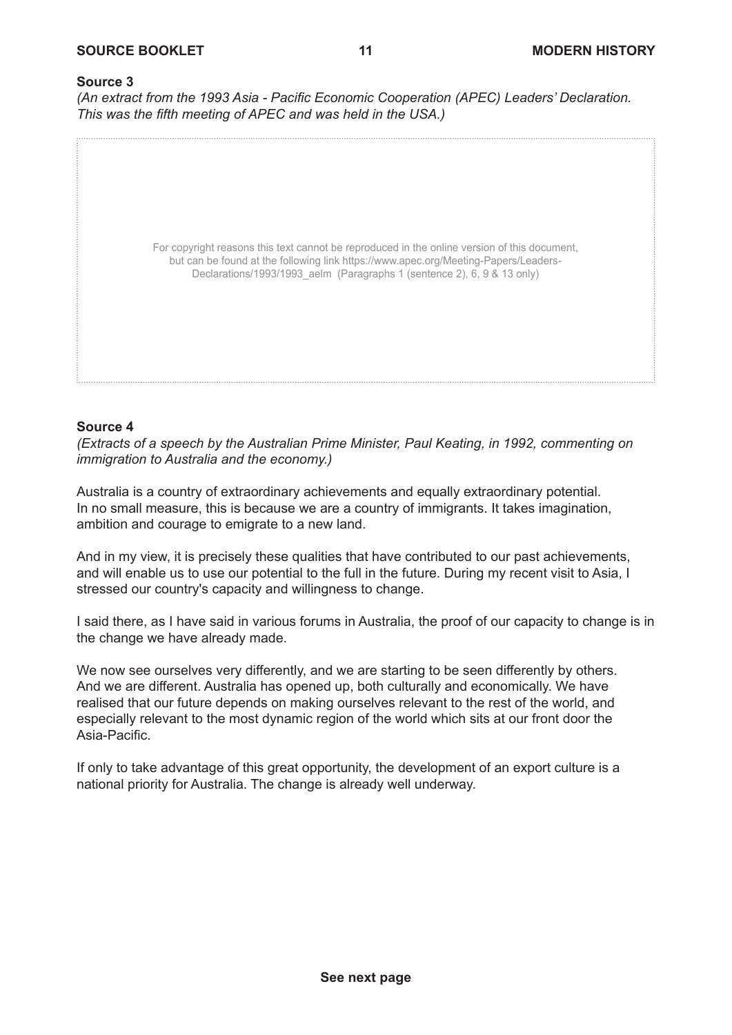**Source 3**

*(An extract from the 1993 Asia - Pacific Economic Cooperation (APEC) Leaders' Declaration. This was the fifth meeting of APEC and was held in the USA.)*

For copyright reasons this text cannot be reproduced in the online version of this document, but can be found at the following link https://www.apec.org/Meeting-Papers/Leaders-Declarations/1993/1993_aelm (Paragraphs 1 (sentence 2), 6, 9 & 13 only)

**Source 4**

*(Extracts of a speech by the Australian Prime Minister, Paul Keating, in 1992, commenting on immigration to Australia and the economy.)*

Australia is a country of extraordinary achievements and equally extraordinary potential. In no small measure, this is because we are a country of immigrants. It takes imagination, ambition and courage to emigrate to a new land.

And in my view, it is precisely these qualities that have contributed to our past achievements, and will enable us to use our potential to the full in the future. During my recent visit to Asia, I stressed our country's capacity and willingness to change.

I said there, as I have said in various forums in Australia, the proof of our capacity to change is in the change we have already made.

We now see ourselves very differently, and we are starting to be seen differently by others. And we are different. Australia has opened up, both culturally and economically. We have realised that our future depends on making ourselves relevant to the rest of the world, and especially relevant to the most dynamic region of the world which sits at our front door the Asia-Pacific.

If only to take advantage of this great opportunity, the development of an export culture is a national priority for Australia. The change is already well underway.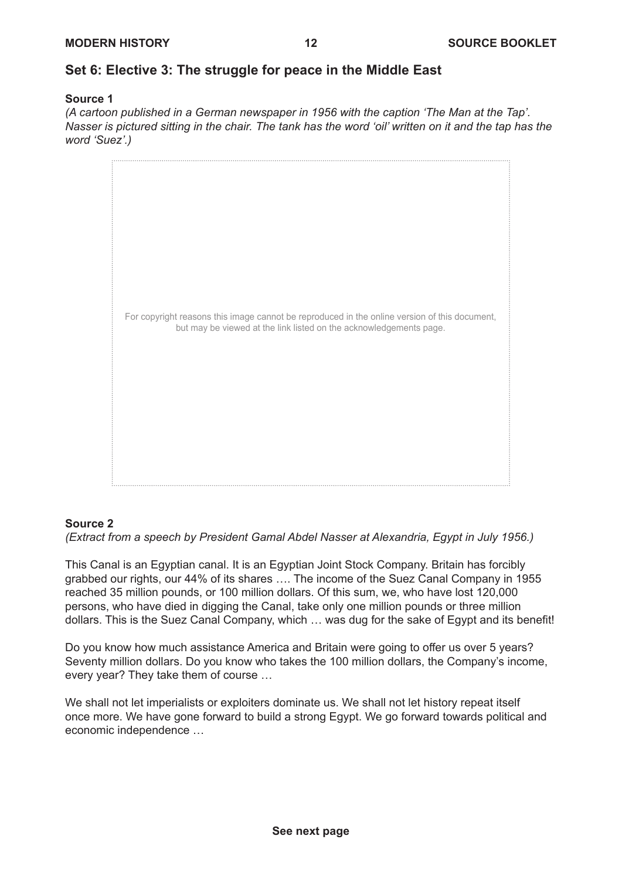## Set 6: Elective 3: The struggle for peace in the Middle East

**Source 1**

*(A cartoon published in a German newspaper in 1956 with the caption 'The Man at the Tap'. Nasser is pictured sitting in the chair. The tank has the word 'oil' written on it and the tap has the word 'Suez'.)*

For copyright reasons this image cannot be reproduced in the online version of this document, but may be viewed at the link listed on the acknowledgements page.

**Source 2**

*(Extract from a speech by President Gamal Abdel Nasser at Alexandria, Egypt in July 1956.)*

This Canal is an Egyptian canal. It is an Egyptian Joint Stock Company. Britain has forcibly grabbed our rights, our 44% of its shares …. The income of the Suez Canal Company in 1955 reached 35 million pounds, or 100 million dollars. Of this sum, we, who have lost 120,000 persons, who have died in digging the Canal, take only one million pounds or three million dollars. This is the Suez Canal Company, which … was dug for the sake of Egypt and its benefit!

Do you know how much assistance America and Britain were going to offer us over 5 years? Seventy million dollars. Do you know who takes the 100 million dollars, the Company's income, every year? They take them of course …

We shall not let imperialists or exploiters dominate us. We shall not let history repeat itself once more. We have gone forward to build a strong Egypt. We go forward towards political and economic independence …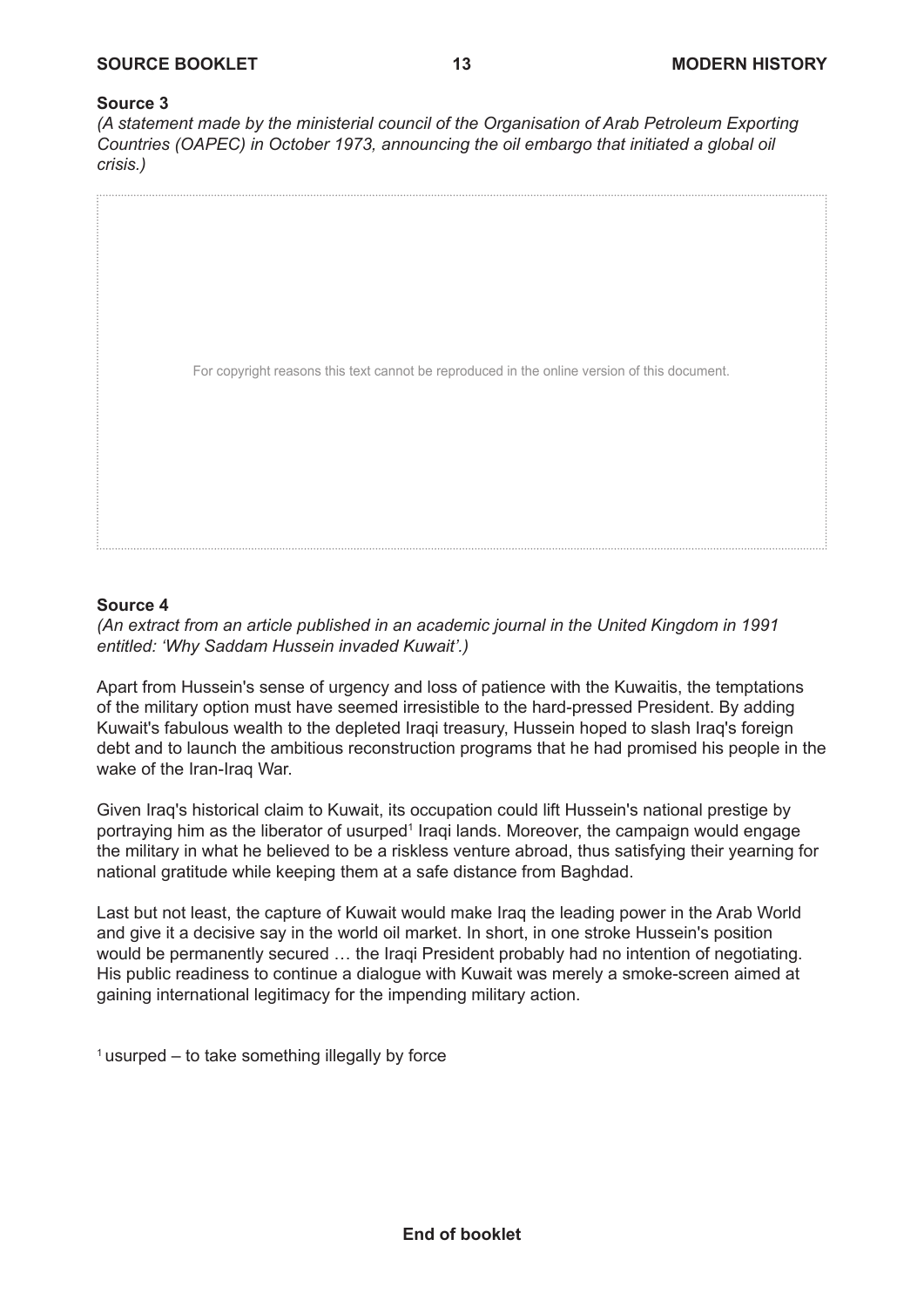**Source 3**

*(A statement made by the ministerial council of the Organisation of Arab Petroleum Exporting Countries (OAPEC) in October 1973, announcing the oil embargo that initiated a global oil crisis.)*

For copyright reasons this text cannot be reproduced in the online version of this document.

**Source 4**

*(An extract from an article published in an academic journal in the United Kingdom in 1991 entitled: 'Why Saddam Hussein invaded Kuwait'.)*

Apart from Hussein's sense of urgency and loss of patience with the Kuwaitis, the temptations of the military option must have seemed irresistible to the hard-pressed President. By adding Kuwait's fabulous wealth to the depleted Iraqi treasury, Hussein hoped to slash Iraq's foreign debt and to launch the ambitious reconstruction programs that he had promised his people in the wake of the Iran-Iraq War.

Given Iraq's historical claim to Kuwait, its occupation could lift Hussein's national prestige by portraying him as the liberator of usurped[1] Iraqi lands. Moreover, the campaign would engage the military in what he believed to be a riskless venture abroad, thus satisfying their yearning for national gratitude while keeping them at a safe distance from Baghdad.

Last but not least, the capture of Kuwait would make Iraq the leading power in the Arab World and give it a decisive say in the world oil market. In short, in one stroke Hussein's position would be permanently secured … the Iraqi President probably had no intention of negotiating. His public readiness to continue a dialogue with Kuwait was merely a smoke-screen aimed at gaining international legitimacy for the impending military action.

[1] usurped – to take something illegally by force

**End of booklet**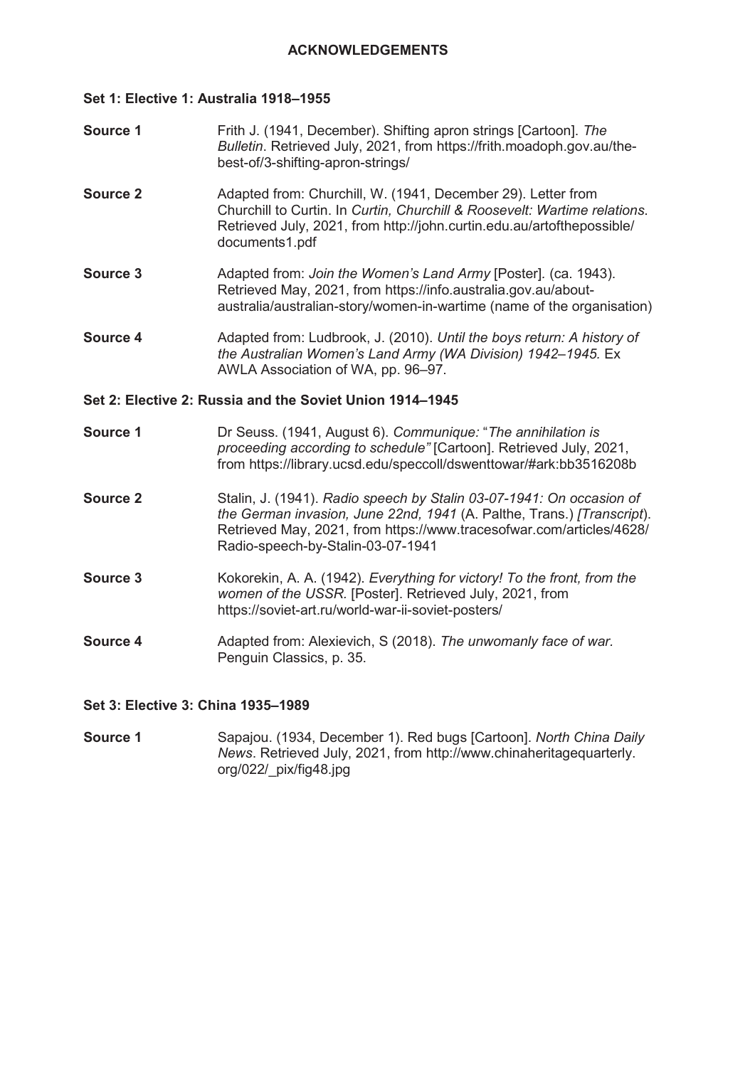# ACKNOWLEDGEMENTS

## Set 1: Elective 1: Australia 1918–1955

**Source 1** Frith J. (1941, December). Shifting apron strings [Cartoon]. *The Bulletin*. Retrieved July, 2021, from https://frith.moadoph.gov.au/the-best-of/3-shifting-apron-strings/

**Source 2** Adapted from: Churchill, W. (1941, December 29). Letter from Churchill to Curtin. In *Curtin, Churchill & Roosevelt: Wartime relations*. Retrieved July, 2021, from http://john.curtin.edu.au/artofthepossible/documents1.pdf

**Source 3** Adapted from: *Join the Women's Land Army* [Poster]. (ca. 1943). Retrieved May, 2021, from https://info.australia.gov.au/about-australia/australian-story/women-in-wartime (name of the organisation)

**Source 4** Adapted from: Ludbrook, J. (2010). *Until the boys return: A history of the Australian Women's Land Army (WA Division) 1942–1945.* Ex AWLA Association of WA, pp. 96–97.

## Set 2: Elective 2: Russia and the Soviet Union 1914–1945

**Source 1** Dr Seuss. (1941, August 6). *Communique:* "*The annihilation is proceeding according to schedule"* [Cartoon]. Retrieved July, 2021, from https://library.ucsd.edu/speccoll/dswenttowar/#ark:bb3516208b

**Source 2** Stalin, J. (1941). *Radio speech by Stalin 03-07-1941: On occasion of the German invasion, June 22nd, 1941* (A. Palthe, Trans.) *[Transcript*). Retrieved May, 2021, from https://www.tracesofwar.com/articles/4628/Radio-speech-by-Stalin-03-07-1941

**Source 3** Kokorekin, A. A. (1942). *Everything for victory! To the front, from the women of the USSR.* [Poster]. Retrieved July, 2021, from https://soviet-art.ru/world-war-ii-soviet-posters/

**Source 4** Adapted from: Alexievich, S (2018). *The unwomanly face of war.* Penguin Classics, p. 35.

## Set 3: Elective 3: China 1935–1989

**Source 1** Sapajou. (1934, December 1). Red bugs [Cartoon]. *North China Daily News*. Retrieved July, 2021, from http://www.chinaheritagequarterly.org/022/_pix/fig48.jpg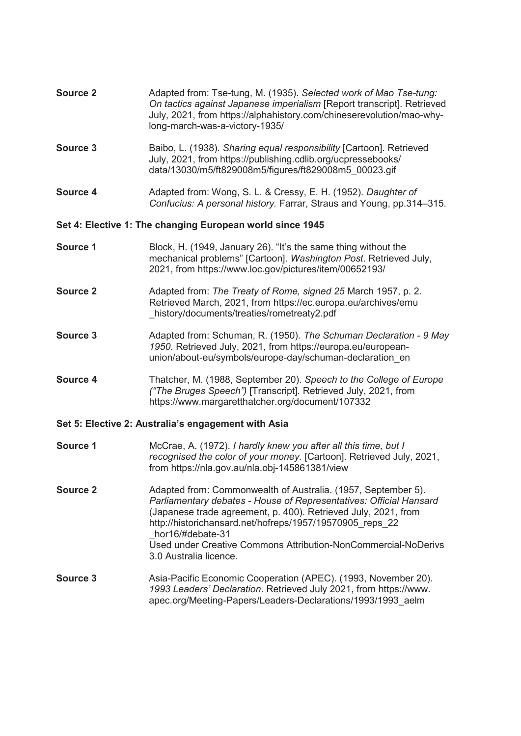**Source 2** Adapted from: Tse-tung, M. (1935). *Selected work of Mao Tse-tung: On tactics against Japanese imperialism* [Report transcript]. Retrieved July, 2021, from https://alphahistory.com/chineserevolution/mao-why-long-march-was-a-victory-1935/

**Source 3** Baibo, L. (1938). *Sharing equal responsibility* [Cartoon]. Retrieved July, 2021, from https://publishing.cdlib.org/ucpressebooks/data/13030/m5/ft829008m5/figures/ft829008m5_00023.gif

**Source 4** Adapted from: Wong, S. L. & Cressy, E. H. (1952). *Daughter of Confucius: A personal history.* Farrar, Straus and Young, pp.314–315.

### Set 4: Elective 1: The changing European world since 1945

**Source 1** Block, H. (1949, January 26). "It's the same thing without the mechanical problems" [Cartoon]. *Washington Post*. Retrieved July, 2021, from https://www.loc.gov/pictures/item/00652193/

**Source 2** Adapted from: *The Treaty of Rome, signed 25* March 1957, p. 2. Retrieved March, 2021, from https://ec.europa.eu/archives/emu_history/documents/treaties/rometreaty2.pdf

**Source 3** Adapted from: Schuman, R. (1950). *The Schuman Declaration - 9 May 1950*. Retrieved July, 2021, from https://europa.eu/european-union/about-eu/symbols/europe-day/schuman-declaration_en

**Source 4** Thatcher, M. (1988, September 20). *Speech to the College of Europe ("The Bruges Speech")* [Transcript]. Retrieved July, 2021, from https://www.margaretthatcher.org/document/107332

### Set 5: Elective 2: Australia's engagement with Asia

**Source 1** McCrae, A. (1972). *I hardly knew you after all this time, but I recognised the color of your money.* [Cartoon]. Retrieved July, 2021, from https://nla.gov.au/nla.obj-145861381/view

**Source 2** Adapted from: Commonwealth of Australia. (1957, September 5). *Parliamentary debates - House of Representatives: Official Hansard* (Japanese trade agreement, p. 400). Retrieved July, 2021, from http://historichansard.net/hofreps/1957/19570905_reps_22_hor16/#debate-31
Used under Creative Commons Attribution-NonCommercial-NoDerivs 3.0 Australia licence.

**Source 3** Asia-Pacific Economic Cooperation (APEC). (1993, November 20). *1993 Leaders' Declaration*. Retrieved July 2021, from https://www.apec.org/Meeting-Papers/Leaders-Declarations/1993/1993_aelm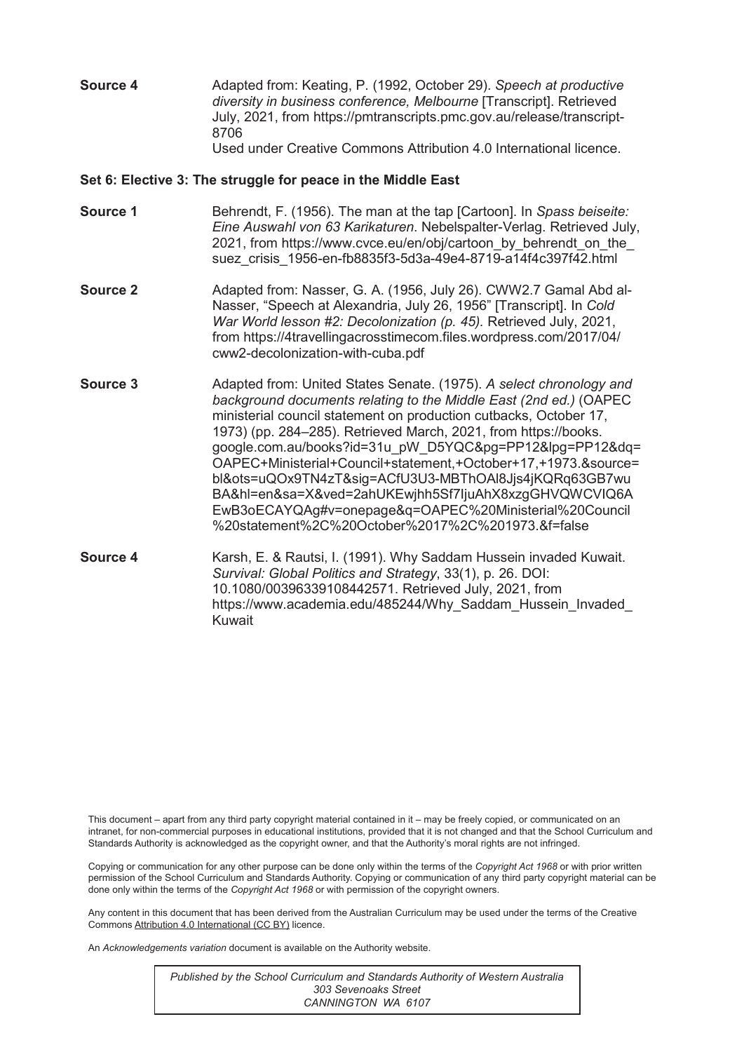**Source 4** Adapted from: Keating, P. (1992, October 29). *Speech at productive diversity in business conference, Melbourne* [Transcript]. Retrieved July, 2021, from https://pmtranscripts.pmc.gov.au/release/transcript-8706
Used under Creative Commons Attribution 4.0 International licence.

**Set 6: Elective 3: The struggle for peace in the Middle East**

**Source 1** Behrendt, F. (1956). The man at the tap [Cartoon]. In *Spass beiseite: Eine Auswahl von 63 Karikaturen*. Nebelspalter-Verlag. Retrieved July, 2021, from https://www.cvce.eu/en/obj/cartoon_by_behrendt_on_the_suez_crisis_1956-en-fb8835f3-5d3a-49e4-8719-a14f4c397f42.html

**Source 2** Adapted from: Nasser, G. A. (1956, July 26). CWW2.7 Gamal Abd al-Nasser, "Speech at Alexandria, July 26, 1956" [Transcript]. In *Cold War World lesson #2: Decolonization (p. 45).* Retrieved July, 2021, from https://4travellingacrosstimecom.files.wordpress.com/2017/04/cww2-decolonization-with-cuba.pdf

**Source 3** Adapted from: United States Senate. (1975). *A select chronology and background documents relating to the Middle East (2nd ed.)* (OAPEC ministerial council statement on production cutbacks, October 17, 1973) (pp. 284–285). Retrieved March, 2021, from https://books.google.com.au/books?id=31u_pW_D5YQC&pg=PP12&lpg=PP12&dq=OAPEC+Ministerial+Council+statement,+October+17,+1973.&source=bl&ots=uQOx9TN4zT&sig=ACfU3U3-MBThOAl8Jjs4jKQRq63GB7wuBA&hl=en&sa=X&ved=2ahUKEwjhh5Sf7IjuAhX8xzgGHVQWCVIQ6AEwB3oECAYQAg#v=onepage&q=OAPEC%20Ministerial%20Council%20statement%2C%20October%2017%2C%201973.&f=false

**Source 4** Karsh, E. & Rautsi, I. (1991). Why Saddam Hussein invaded Kuwait. *Survival: Global Politics and Strategy*, 33(1), p. 26. DOI: 10.1080/00396339108442571. Retrieved July, 2021, from https://www.academia.edu/485244/Why_Saddam_Hussein_Invaded_Kuwait

This document – apart from any third party copyright material contained in it – may be freely copied, or communicated on an intranet, for non-commercial purposes in educational institutions, provided that it is not changed and that the School Curriculum and Standards Authority is acknowledged as the copyright owner, and that the Authority's moral rights are not infringed.

Copying or communication for any other purpose can be done only within the terms of the *Copyright Act 1968* or with prior written permission of the School Curriculum and Standards Authority. Copying or communication of any third party copyright material can be done only within the terms of the *Copyright Act 1968* or with permission of the copyright owners.

Any content in this document that has been derived from the Australian Curriculum may be used under the terms of the Creative Commons Attribution 4.0 International (CC BY) licence.

An *Acknowledgements variation* document is available on the Authority website.

*Published by the School Curriculum and Standards Authority of Western Australia*
*303 Sevenoaks Street*
*CANNINGTON WA 6107*